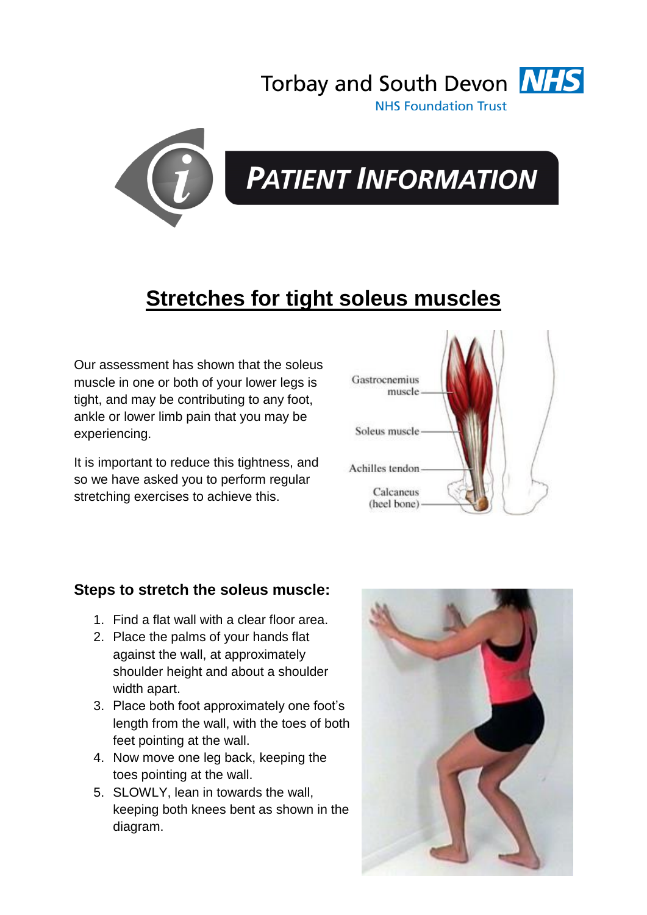Torbay and South Devon **NHS**

NHS Foundation Trust

**PATIENT INFORMATION**

# Stretches for tight soleus muscles

Our assessment has shown that the soleus muscle in one or both of your lower legs is tight, and may be contributing to any foot, ankle or lower limb pain that you may be experiencing.

It is important to reduce this tightness, and so we have asked you to perform regular stretching exercises to achieve this.

Gastrocnemius muscle

Soleus muscle

Achilles tendon

Calcaneus (heel bone)

### Steps to stretch the soleus muscle:

1. Find a flat wall with a clear floor area.
2. Place the palms of your hands flat against the wall, at approximately shoulder height and about a shoulder width apart.
3. Place both foot approximately one foot's length from the wall, with the toes of both feet pointing at the wall.
4. Now move one leg back, keeping the toes pointing at the wall.
5. SLOWLY, lean in towards the wall, keeping both knees bent as shown in the diagram.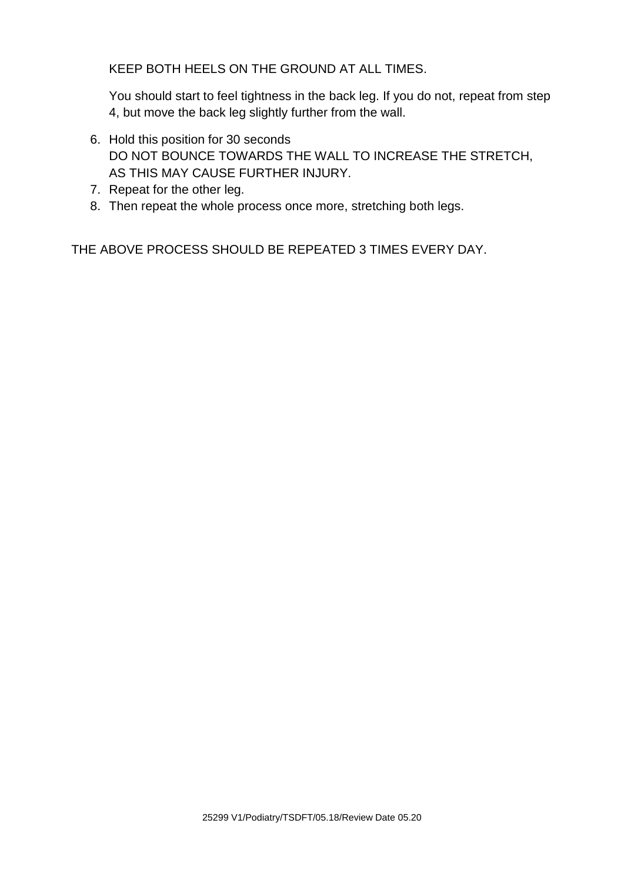KEEP BOTH HEELS ON THE GROUND AT ALL TIMES.

You should start to feel tightness in the back leg. If you do not, repeat from step 4, but move the back leg slightly further from the wall.

6. Hold this position for 30 seconds
   DO NOT BOUNCE TOWARDS THE WALL TO INCREASE THE STRETCH, AS THIS MAY CAUSE FURTHER INJURY.
7. Repeat for the other leg.
8. Then repeat the whole process once more, stretching both legs.

THE ABOVE PROCESS SHOULD BE REPEATED 3 TIMES EVERY DAY.

25299 V1/Podiatry/TSDFT/05.18/Review Date 05.20